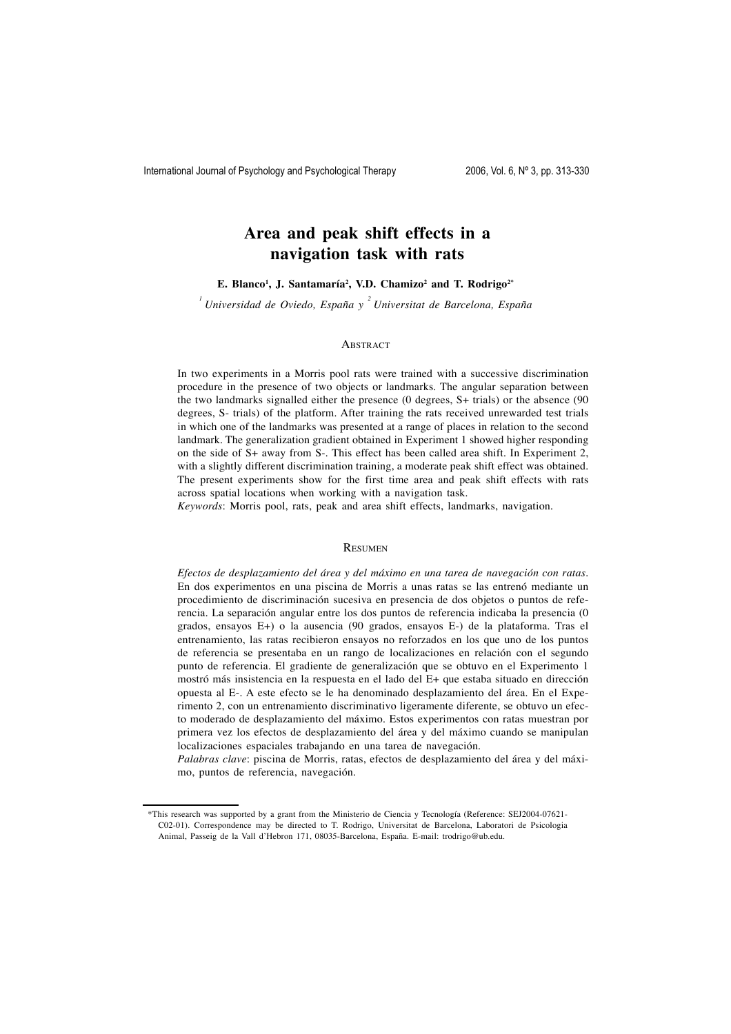# Area and peak shift effects in a navigation task with rats

**E. Blanco[1], J. Santamaría[2], V.D. Chamizo[2] and T. Rodrigo[2*]**

*[1] Universidad de Oviedo, España y [2] Universitat de Barcelona, España*

## Abstract

In two experiments in a Morris pool rats were trained with a successive discrimination procedure in the presence of two objects or landmarks. The angular separation between the two landmarks signalled either the presence (0 degrees, S+ trials) or the absence (90 degrees, S- trials) of the platform. After training the rats received unrewarded test trials in which one of the landmarks was presented at a range of places in relation to the second landmark. The generalization gradient obtained in Experiment 1 showed higher responding on the side of S+ away from S-. This effect has been called area shift. In Experiment 2, with a slightly different discrimination training, a moderate peak shift effect was obtained. The present experiments show for the first time area and peak shift effects with rats across spatial locations when working with a navigation task.

*Keywords*: Morris pool, rats, peak and area shift effects, landmarks, navigation.

## Resumen

*Efectos de desplazamiento del área y del máximo en una tarea de navegación con ratas*. En dos experimentos en una piscina de Morris a unas ratas se las entrenó mediante un procedimiento de discriminación sucesiva en presencia de dos objetos o puntos de referencia. La separación angular entre los dos puntos de referencia indicaba la presencia (0 grados, ensayos E+) o la ausencia (90 grados, ensayos E-) de la plataforma. Tras el entrenamiento, las ratas recibieron ensayos no reforzados en los que uno de los puntos de referencia se presentaba en un rango de localizaciones en relación con el segundo punto de referencia. El gradiente de generalización que se obtuvo en el Experimento 1 mostró más insistencia en la respuesta en el lado del E+ que estaba situado en dirección opuesta al E-. A este efecto se le ha denominado desplazamiento del área. En el Experimento 2, con un entrenamiento discriminativo ligeramente diferente, se obtuvo un efecto moderado de desplazamiento del máximo. Estos experimentos con ratas muestran por primera vez los efectos de desplazamiento del área y del máximo cuando se manipulan localizaciones espaciales trabajando en una tarea de navegación.

*Palabras clave*: piscina de Morris, ratas, efectos de desplazamiento del área y del máximo, puntos de referencia, navegación.

*This research was supported by a grant from the Ministerio de Ciencia y Tecnología (Reference: SEJ2004-07621-C02-01). Correspondence may be directed to T. Rodrigo, Universitat de Barcelona, Laboratori de Psicologia Animal, Passeig de la Vall d'Hebron 171, 08035-Barcelona, España. E-mail: trodrigo@ub.edu.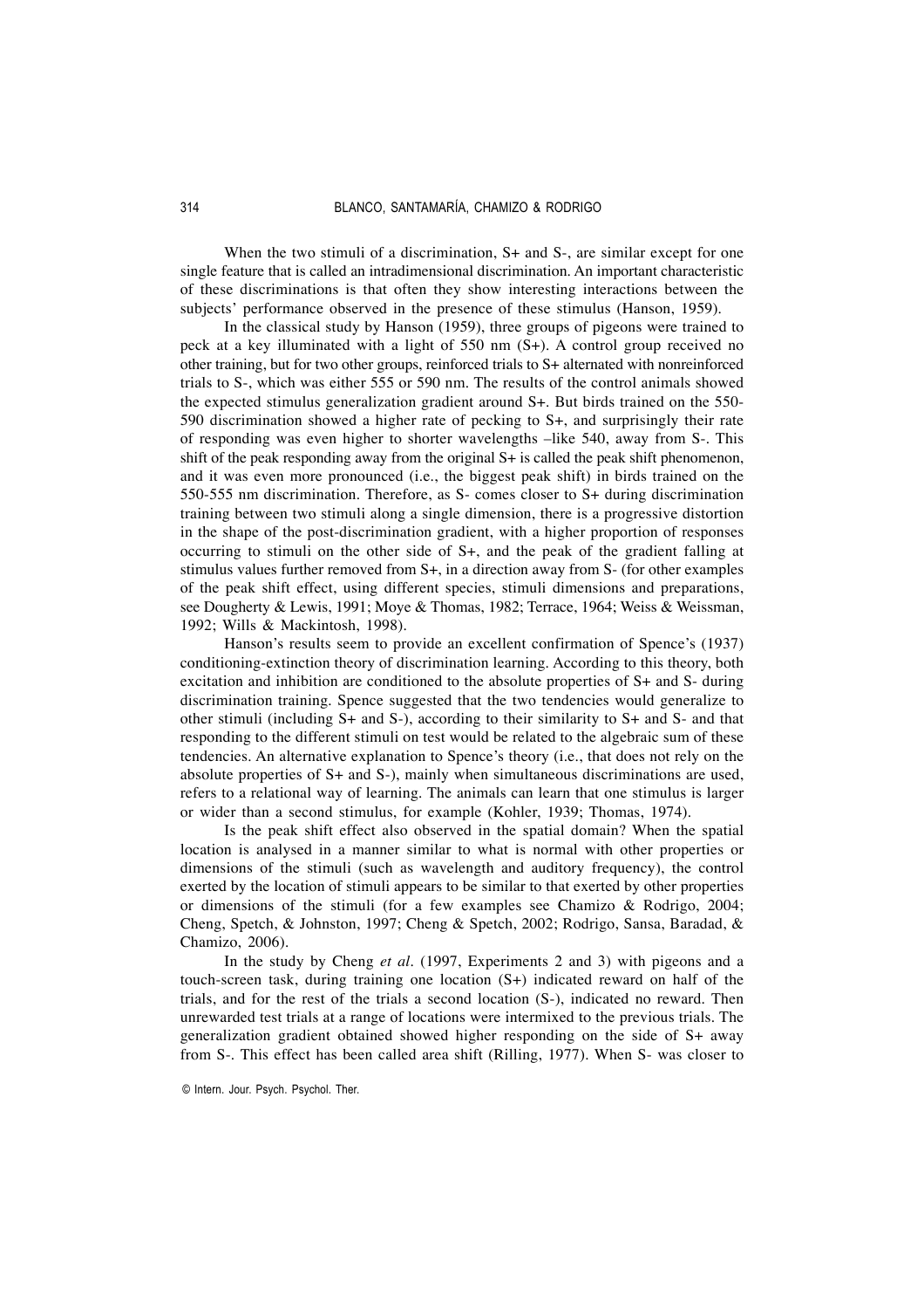When the two stimuli of a discrimination, S+ and S-, are similar except for one single feature that is called an intradimensional discrimination. An important characteristic of these discriminations is that often they show interesting interactions between the subjects' performance observed in the presence of these stimulus (Hanson, 1959).

In the classical study by Hanson (1959), three groups of pigeons were trained to peck at a key illuminated with a light of 550 nm (S+). A control group received no other training, but for two other groups, reinforced trials to S+ alternated with nonreinforced trials to S-, which was either 555 or 590 nm. The results of the control animals showed the expected stimulus generalization gradient around S+. But birds trained on the 550-590 discrimination showed a higher rate of pecking to S+, and surprisingly their rate of responding was even higher to shorter wavelengths –like 540, away from S-. This shift of the peak responding away from the original S+ is called the peak shift phenomenon, and it was even more pronounced (i.e., the biggest peak shift) in birds trained on the 550-555 nm discrimination. Therefore, as S- comes closer to S+ during discrimination training between two stimuli along a single dimension, there is a progressive distortion in the shape of the post-discrimination gradient, with a higher proportion of responses occurring to stimuli on the other side of S+, and the peak of the gradient falling at stimulus values further removed from S+, in a direction away from S- (for other examples of the peak shift effect, using different species, stimuli dimensions and preparations, see Dougherty & Lewis, 1991; Moye & Thomas, 1982; Terrace, 1964; Weiss & Weissman, 1992; Wills & Mackintosh, 1998).

Hanson's results seem to provide an excellent confirmation of Spence's (1937) conditioning-extinction theory of discrimination learning. According to this theory, both excitation and inhibition are conditioned to the absolute properties of S+ and S- during discrimination training. Spence suggested that the two tendencies would generalize to other stimuli (including S+ and S-), according to their similarity to S+ and S- and that responding to the different stimuli on test would be related to the algebraic sum of these tendencies. An alternative explanation to Spence's theory (i.e., that does not rely on the absolute properties of S+ and S-), mainly when simultaneous discriminations are used, refers to a relational way of learning. The animals can learn that one stimulus is larger or wider than a second stimulus, for example (Kohler, 1939; Thomas, 1974).

Is the peak shift effect also observed in the spatial domain? When the spatial location is analysed in a manner similar to what is normal with other properties or dimensions of the stimuli (such as wavelength and auditory frequency), the control exerted by the location of stimuli appears to be similar to that exerted by other properties or dimensions of the stimuli (for a few examples see Chamizo & Rodrigo, 2004; Cheng, Spetch, & Johnston, 1997; Cheng & Spetch, 2002; Rodrigo, Sansa, Baradad, & Chamizo, 2006).

In the study by Cheng *et al*. (1997, Experiments 2 and 3) with pigeons and a touch-screen task, during training one location (S+) indicated reward on half of the trials, and for the rest of the trials a second location (S-), indicated no reward. Then unrewarded test trials at a range of locations were intermixed to the previous trials. The generalization gradient obtained showed higher responding on the side of S+ away from S-. This effect has been called area shift (Rilling, 1977). When S- was closer to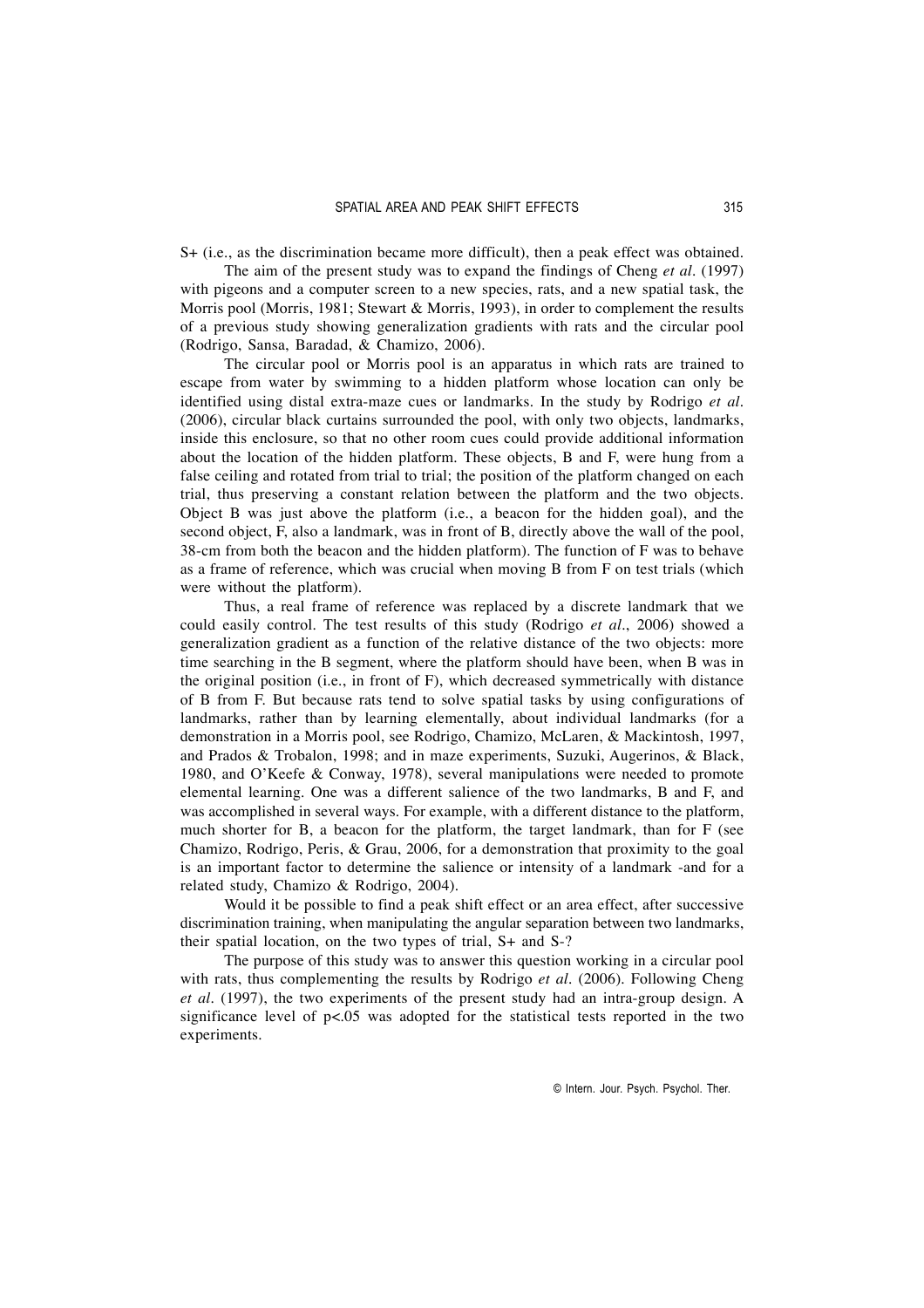S+ (i.e., as the discrimination became more difficult), then a peak effect was obtained.

The aim of the present study was to expand the findings of Cheng *et al*. (1997) with pigeons and a computer screen to a new species, rats, and a new spatial task, the Morris pool (Morris, 1981; Stewart & Morris, 1993), in order to complement the results of a previous study showing generalization gradients with rats and the circular pool (Rodrigo, Sansa, Baradad, & Chamizo, 2006).

The circular pool or Morris pool is an apparatus in which rats are trained to escape from water by swimming to a hidden platform whose location can only be identified using distal extra-maze cues or landmarks. In the study by Rodrigo *et al*. (2006), circular black curtains surrounded the pool, with only two objects, landmarks, inside this enclosure, so that no other room cues could provide additional information about the location of the hidden platform. These objects, B and F, were hung from a false ceiling and rotated from trial to trial; the position of the platform changed on each trial, thus preserving a constant relation between the platform and the two objects. Object B was just above the platform (i.e., a beacon for the hidden goal), and the second object, F, also a landmark, was in front of B, directly above the wall of the pool, 38-cm from both the beacon and the hidden platform). The function of F was to behave as a frame of reference, which was crucial when moving B from F on test trials (which were without the platform).

Thus, a real frame of reference was replaced by a discrete landmark that we could easily control. The test results of this study (Rodrigo *et al*., 2006) showed a generalization gradient as a function of the relative distance of the two objects: more time searching in the B segment, where the platform should have been, when B was in the original position (i.e., in front of F), which decreased symmetrically with distance of B from F. But because rats tend to solve spatial tasks by using configurations of landmarks, rather than by learning elementally, about individual landmarks (for a demonstration in a Morris pool, see Rodrigo, Chamizo, McLaren, & Mackintosh, 1997, and Prados & Trobalon, 1998; and in maze experiments, Suzuki, Augerinos, & Black, 1980, and O'Keefe & Conway, 1978), several manipulations were needed to promote elemental learning. One was a different salience of the two landmarks, B and F, and was accomplished in several ways. For example, with a different distance to the platform, much shorter for B, a beacon for the platform, the target landmark, than for F (see Chamizo, Rodrigo, Peris, & Grau, 2006, for a demonstration that proximity to the goal is an important factor to determine the salience or intensity of a landmark -and for a related study, Chamizo & Rodrigo, 2004).

Would it be possible to find a peak shift effect or an area effect, after successive discrimination training, when manipulating the angular separation between two landmarks, their spatial location, on the two types of trial, S+ and S-?

The purpose of this study was to answer this question working in a circular pool with rats, thus complementing the results by Rodrigo *et al*. (2006). Following Cheng *et al*. (1997), the two experiments of the present study had an intra-group design. A significance level of $p<.05$ was adopted for the statistical tests reported in the two experiments.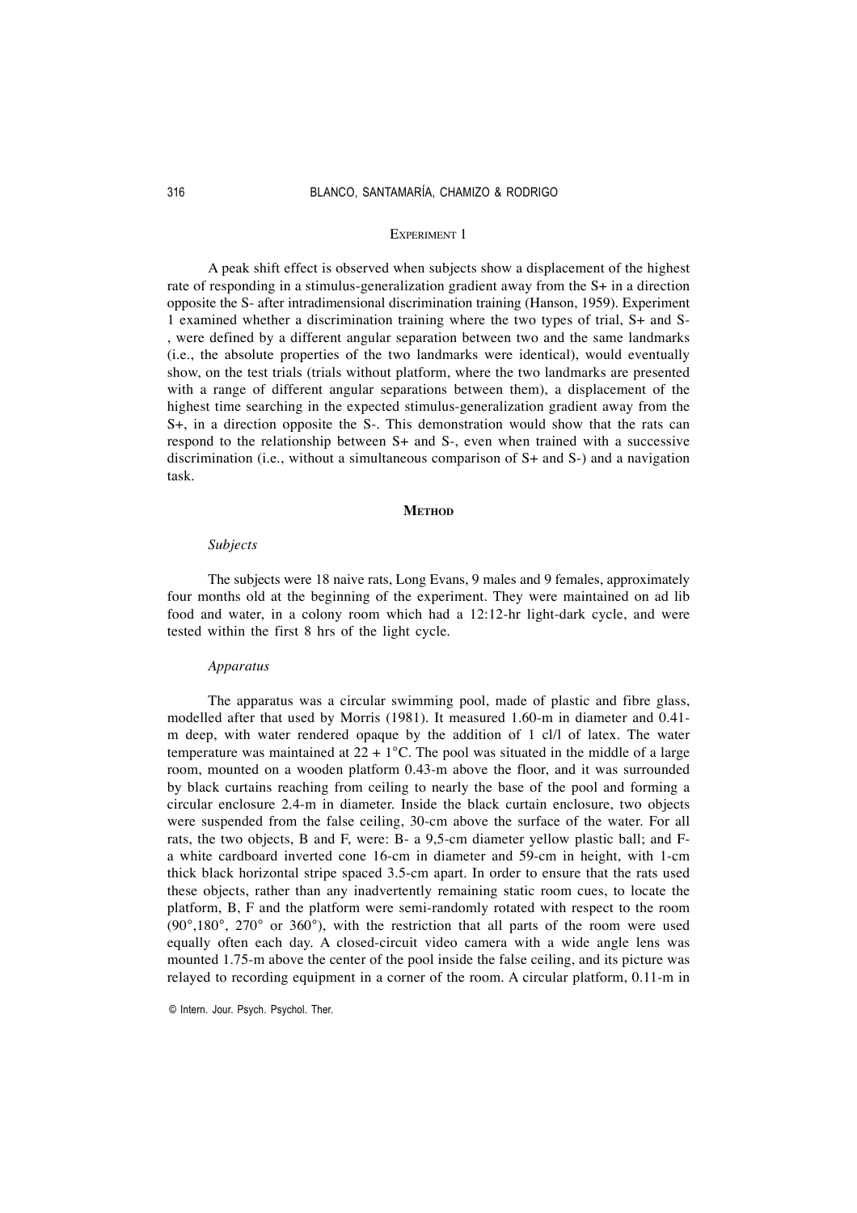## Experiment 1

A peak shift effect is observed when subjects show a displacement of the highest rate of responding in a stimulus-generalization gradient away from the S+ in a direction opposite the S- after intradimensional discrimination training (Hanson, 1959). Experiment 1 examined whether a discrimination training where the two types of trial, S+ and S-, were defined by a different angular separation between two and the same landmarks (i.e., the absolute properties of the two landmarks were identical), would eventually show, on the test trials (trials without platform, where the two landmarks are presented with a range of different angular separations between them), a displacement of the highest time searching in the expected stimulus-generalization gradient away from the S+, in a direction opposite the S-. This demonstration would show that the rats can respond to the relationship between S+ and S-, even when trained with a successive discrimination (i.e., without a simultaneous comparison of S+ and S-) and a navigation task.

### Method

#### *Subjects*

The subjects were 18 naive rats, Long Evans, 9 males and 9 females, approximately four months old at the beginning of the experiment. They were maintained on ad lib food and water, in a colony room which had a 12:12-hr light-dark cycle, and were tested within the first 8 hrs of the light cycle.

#### *Apparatus*

The apparatus was a circular swimming pool, made of plastic and fibre glass, modelled after that used by Morris (1981). It measured 1.60-m in diameter and 0.41-m deep, with water rendered opaque by the addition of 1 cl/l of latex. The water temperature was maintained at 22 + 1°C. The pool was situated in the middle of a large room, mounted on a wooden platform 0.43-m above the floor, and it was surrounded by black curtains reaching from ceiling to nearly the base of the pool and forming a circular enclosure 2.4-m in diameter. Inside the black curtain enclosure, two objects were suspended from the false ceiling, 30-cm above the surface of the water. For all rats, the two objects, B and F, were: B- a 9,5-cm diameter yellow plastic ball; and F- a white cardboard inverted cone 16-cm in diameter and 59-cm in height, with 1-cm thick black horizontal stripe spaced 3.5-cm apart. In order to ensure that the rats used these objects, rather than any inadvertently remaining static room cues, to locate the platform, B, F and the platform were semi-randomly rotated with respect to the room (90°,180°, 270° or 360°), with the restriction that all parts of the room were used equally often each day. A closed-circuit video camera with a wide angle lens was mounted 1.75-m above the center of the pool inside the false ceiling, and its picture was relayed to recording equipment in a corner of the room. A circular platform, 0.11-m in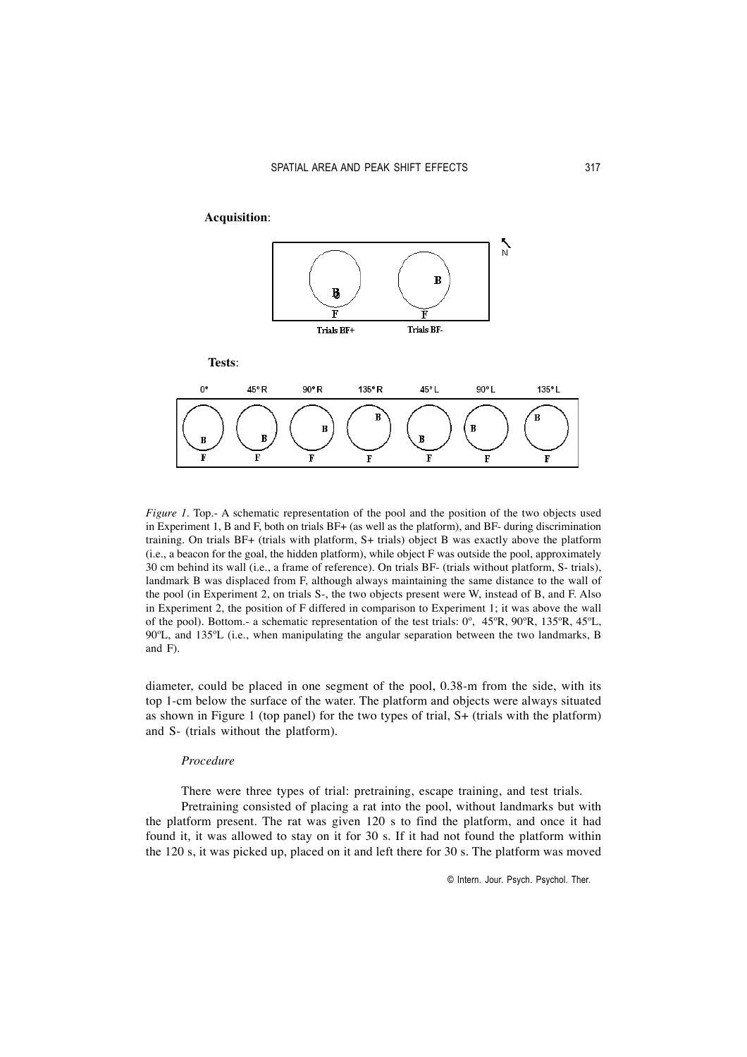**Acquisition**:

Trials BF+ Trials BF-

**Tests**:

0º 45º R 90º R 135º R 45º L 90º L 135º L

*Figure 1*. Top.- A schematic representation of the pool and the position of the two objects used in Experiment 1, B and F, both on trials BF+ (as well as the platform), and BF- during discrimination training. On trials BF+ (trials with platform, S+ trials) object B was exactly above the platform (i.e., a beacon for the goal, the hidden platform), while object F was outside the pool, approximately 30 cm behind its wall (i.e., a frame of reference). On trials BF- (trials without platform, S- trials), landmark B was displaced from F, although always maintaining the same distance to the wall of the pool (in Experiment 2, on trials S-, the two objects present were W, instead of B, and F. Also in Experiment 2, the position of F differed in comparison to Experiment 1; it was above the wall of the pool). Bottom.- a schematic representation of the test trials: 0º, 45ºR, 90ºR, 135ºR, 45ºL, 90ºL, and 135ºL (i.e., when manipulating the angular separation between the two landmarks, B and F).

diameter, could be placed in one segment of the pool, 0.38-m from the side, with its top 1-cm below the surface of the water. The platform and objects were always situated as shown in Figure 1 (top panel) for the two types of trial, S+ (trials with the platform) and S- (trials without the platform).

### *Procedure*

There were three types of trial: pretraining, escape training, and test trials.

Pretraining consisted of placing a rat into the pool, without landmarks but with the platform present. The rat was given 120 s to find the platform, and once it had found it, it was allowed to stay on it for 30 s. If it had not found the platform within the 120 s, it was picked up, placed on it and left there for 30 s. The platform was moved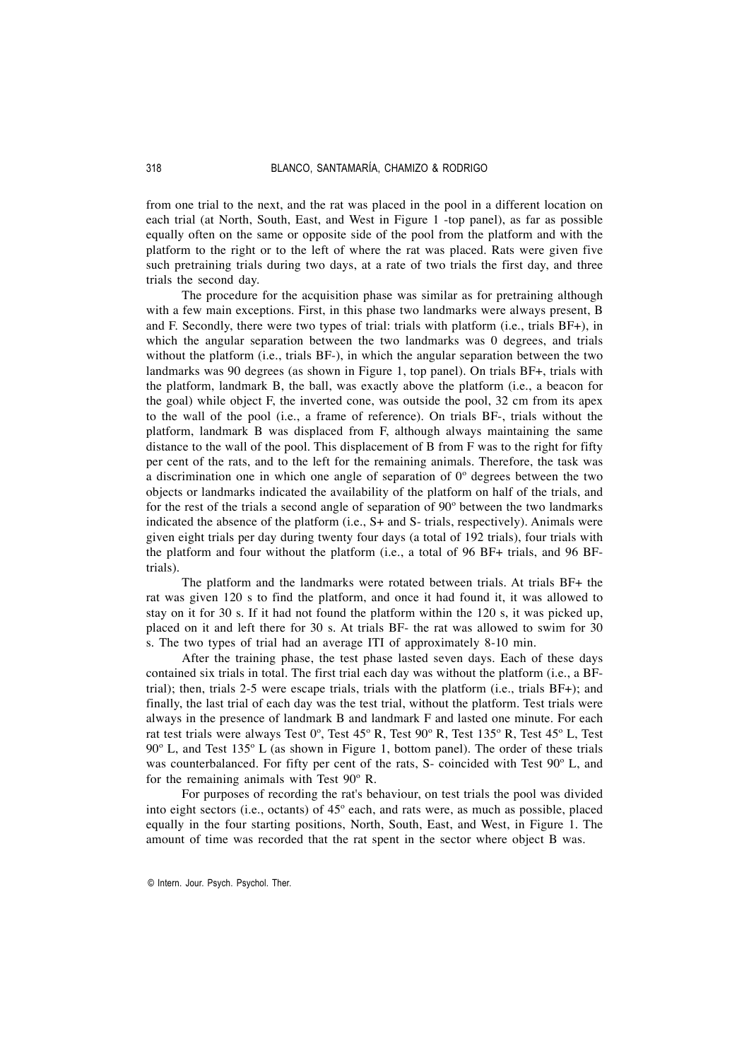from one trial to the next, and the rat was placed in the pool in a different location on each trial (at North, South, East, and West in Figure 1 -top panel), as far as possible equally often on the same or opposite side of the pool from the platform and with the platform to the right or to the left of where the rat was placed. Rats were given five such pretraining trials during two days, at a rate of two trials the first day, and three trials the second day.

The procedure for the acquisition phase was similar as for pretraining although with a few main exceptions. First, in this phase two landmarks were always present, B and F. Secondly, there were two types of trial: trials with platform (i.e., trials BF+), in which the angular separation between the two landmarks was 0 degrees, and trials without the platform (i.e., trials BF-), in which the angular separation between the two landmarks was 90 degrees (as shown in Figure 1, top panel). On trials BF+, trials with the platform, landmark B, the ball, was exactly above the platform (i.e., a beacon for the goal) while object F, the inverted cone, was outside the pool, 32 cm from its apex to the wall of the pool (i.e., a frame of reference). On trials BF-, trials without the platform, landmark B was displaced from F, although always maintaining the same distance to the wall of the pool. This displacement of B from F was to the right for fifty per cent of the rats, and to the left for the remaining animals. Therefore, the task was a discrimination one in which one angle of separation of 0º degrees between the two objects or landmarks indicated the availability of the platform on half of the trials, and for the rest of the trials a second angle of separation of 90º between the two landmarks indicated the absence of the platform (i.e., S+ and S- trials, respectively). Animals were given eight trials per day during twenty four days (a total of 192 trials), four trials with the platform and four without the platform (i.e., a total of 96 BF+ trials, and 96 BF- trials).

The platform and the landmarks were rotated between trials. At trials BF+ the rat was given 120 s to find the platform, and once it had found it, it was allowed to stay on it for 30 s. If it had not found the platform within the 120 s, it was picked up, placed on it and left there for 30 s. At trials BF- the rat was allowed to swim for 30 s. The two types of trial had an average ITI of approximately 8-10 min.

After the training phase, the test phase lasted seven days. Each of these days contained six trials in total. The first trial each day was without the platform (i.e., a BF- trial); then, trials 2-5 were escape trials, trials with the platform (i.e., trials BF+); and finally, the last trial of each day was the test trial, without the platform. Test trials were always in the presence of landmark B and landmark F and lasted one minute. For each rat test trials were always Test 0º, Test 45º R, Test 90º R, Test 135º R, Test 45º L, Test 90º L, and Test 135º L (as shown in Figure 1, bottom panel). The order of these trials was counterbalanced. For fifty per cent of the rats, S- coincided with Test 90º L, and for the remaining animals with Test 90º R.

For purposes of recording the rat's behaviour, on test trials the pool was divided into eight sectors (i.e., octants) of 45º each, and rats were, as much as possible, placed equally in the four starting positions, North, South, East, and West, in Figure 1. The amount of time was recorded that the rat spent in the sector where object B was.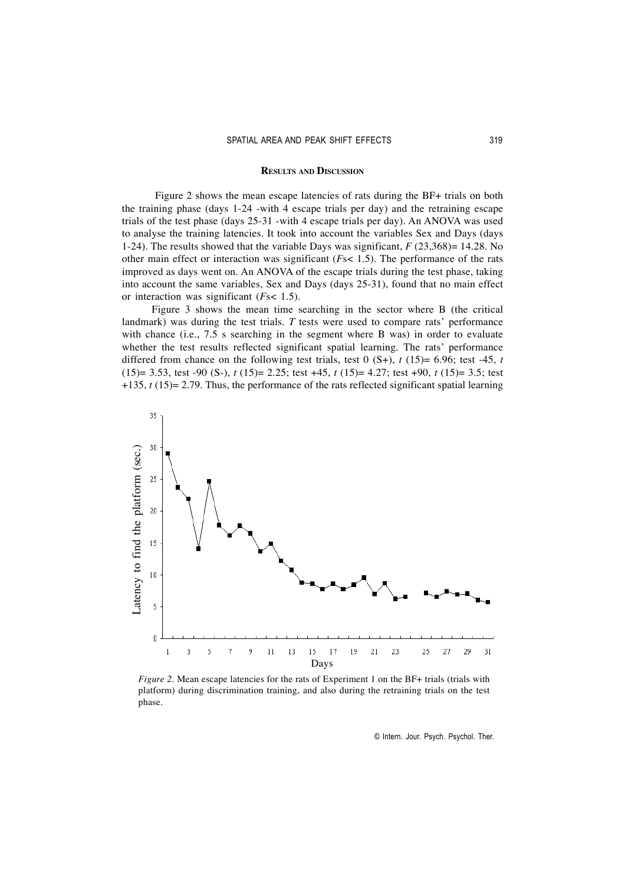## Results and Discussion

Figure 2 shows the mean escape latencies of rats during the BF+ trials on both the training phase (days 1-24 -with 4 escape trials per day) and the retraining escape trials of the test phase (days 25-31 -with 4 escape trials per day). An ANOVA was used to analyse the training latencies. It took into account the variables Sex and Days (days 1-24). The results showed that the variable Days was significant, $F(23,368) = 14.28$. No other main effect or interaction was significant ($F$s $< 1.5$). The performance of the rats improved as days went on. An ANOVA of the escape trials during the test phase, taking into account the same variables, Sex and Days (days 25-31), found that no main effect or interaction was significant ($F$s $< 1.5$).

Figure 3 shows the mean time searching in the sector where B (the critical landmark) was during the test trials. *T* tests were used to compare rats' performance with chance (i.e., 7.5 s searching in the segment where B was) in order to evaluate whether the test results reflected significant spatial learning. The rats' performance differed from chance on the following test trials, test 0 (S+), $t(15) = 6.96$; test -45, $t(15) = 3.53$, test -90 (S-), $t(15) = 2.25$; test +45, $t(15) = 4.27$; test +90, $t(15) = 3.5$; test +135, $t(15) = 2.79$. Thus, the performance of the rats reflected significant spatial learning

*Figure 2*. Mean escape latencies for the rats of Experiment 1 on the BF+ trials (trials with platform) during discrimination training, and also during the retraining trials on the test phase.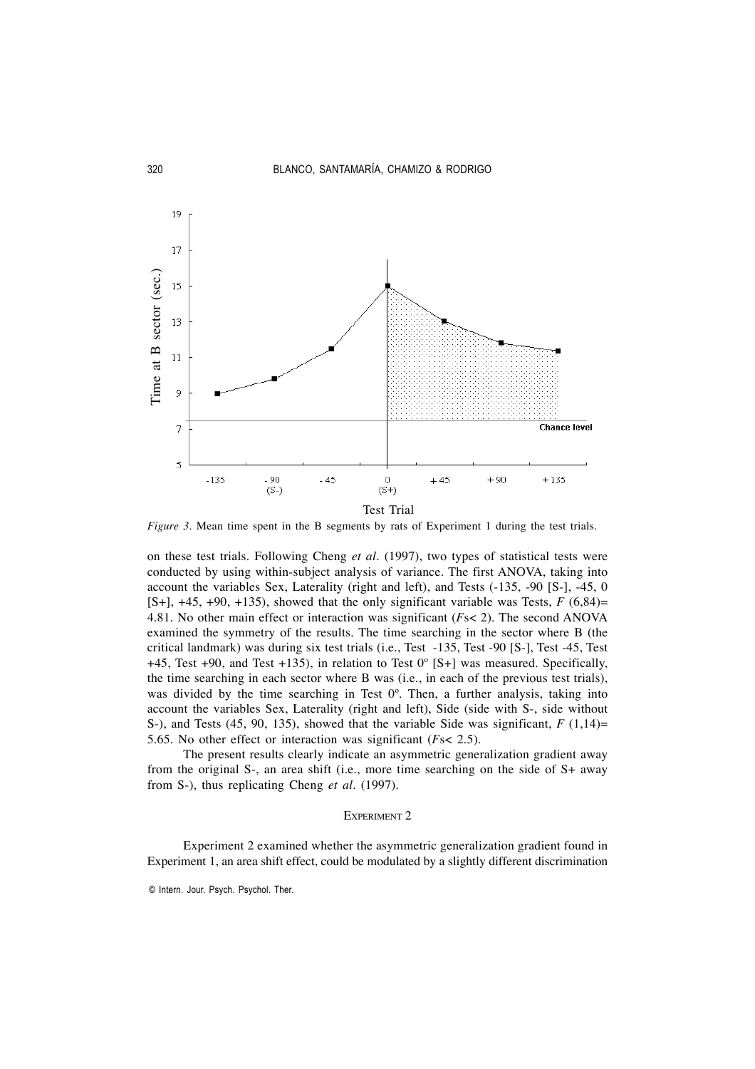*Figure 3*. Mean time spent in the B segments by rats of Experiment 1 during the test trials.

on these test trials. Following Cheng *et al*. (1997), two types of statistical tests were conducted by using within-subject analysis of variance. The first ANOVA, taking into account the variables Sex, Laterality (right and left), and Tests (-135, -90 [S-], -45, 0 [S+], +45, +90, +135), showed that the only significant variable was Tests, $F(6,84) = 4.81$. No other main effect or interaction was significant ($F$s$< 2$). The second ANOVA examined the symmetry of the results. The time searching in the sector where B (the critical landmark) was during six test trials (i.e., Test -135, Test -90 [S-], Test -45, Test +45, Test +90, and Test +135), in relation to Test 0º [S+] was measured. Specifically, the time searching in each sector where B was (i.e., in each of the previous test trials), was divided by the time searching in Test 0º. Then, a further analysis, taking into account the variables Sex, Laterality (right and left), Side (side with S-, side without S-), and Tests (45, 90, 135), showed that the variable Side was significant, $F(1,14) = 5.65$. No other effect or interaction was significant ($F$s$< 2.5$).

The present results clearly indicate an asymmetric generalization gradient away from the original S-, an area shift (i.e., more time searching on the side of S+ away from S-), thus replicating Cheng *et al*. (1997).

## EXPERIMENT 2

Experiment 2 examined whether the asymmetric generalization gradient found in Experiment 1, an area shift effect, could be modulated by a slightly different discrimination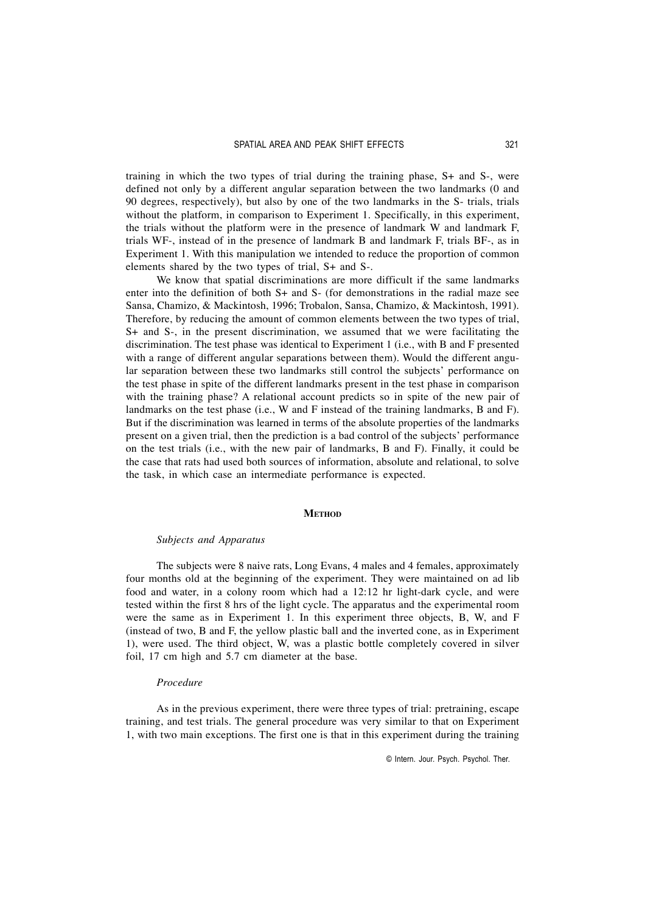training in which the two types of trial during the training phase, S+ and S-, were defined not only by a different angular separation between the two landmarks (0 and 90 degrees, respectively), but also by one of the two landmarks in the S- trials, trials without the platform, in comparison to Experiment 1. Specifically, in this experiment, the trials without the platform were in the presence of landmark W and landmark F, trials WF-, instead of in the presence of landmark B and landmark F, trials BF-, as in Experiment 1. With this manipulation we intended to reduce the proportion of common elements shared by the two types of trial, S+ and S-.

We know that spatial discriminations are more difficult if the same landmarks enter into the definition of both S+ and S- (for demonstrations in the radial maze see Sansa, Chamizo, & Mackintosh, 1996; Trobalon, Sansa, Chamizo, & Mackintosh, 1991). Therefore, by reducing the amount of common elements between the two types of trial, S+ and S-, in the present discrimination, we assumed that we were facilitating the discrimination. The test phase was identical to Experiment 1 (i.e., with B and F presented with a range of different angular separations between them). Would the different angular separation between these two landmarks still control the subjects' performance on the test phase in spite of the different landmarks present in the test phase in comparison with the training phase? A relational account predicts so in spite of the new pair of landmarks on the test phase (i.e., W and F instead of the training landmarks, B and F). But if the discrimination was learned in terms of the absolute properties of the landmarks present on a given trial, then the prediction is a bad control of the subjects' performance on the test trials (i.e., with the new pair of landmarks, B and F). Finally, it could be the case that rats had used both sources of information, absolute and relational, to solve the task, in which case an intermediate performance is expected.

## Method

### *Subjects and Apparatus*

The subjects were 8 naive rats, Long Evans, 4 males and 4 females, approximately four months old at the beginning of the experiment. They were maintained on ad lib food and water, in a colony room which had a 12:12 hr light-dark cycle, and were tested within the first 8 hrs of the light cycle. The apparatus and the experimental room were the same as in Experiment 1. In this experiment three objects, B, W, and F (instead of two, B and F, the yellow plastic ball and the inverted cone, as in Experiment 1), were used. The third object, W, was a plastic bottle completely covered in silver foil, 17 cm high and 5.7 cm diameter at the base.

### *Procedure*

As in the previous experiment, there were three types of trial: pretraining, escape training, and test trials. The general procedure was very similar to that on Experiment 1, with two main exceptions. The first one is that in this experiment during the training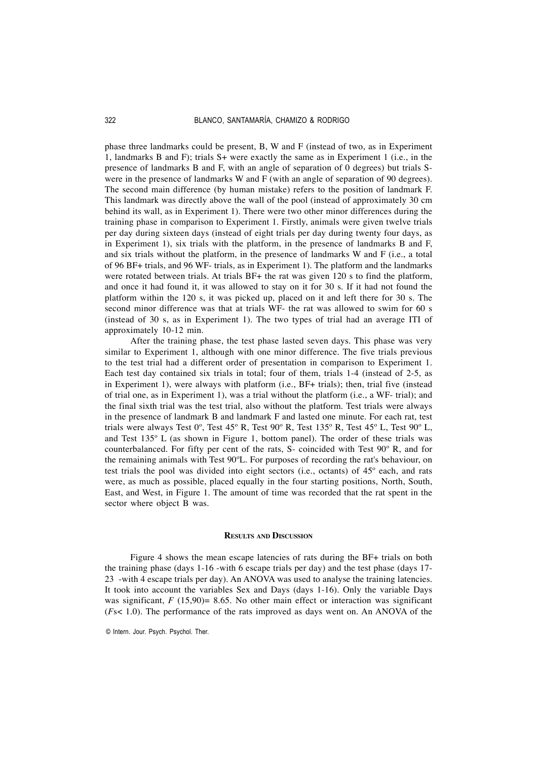phase three landmarks could be present, B, W and F (instead of two, as in Experiment 1, landmarks B and F); trials S+ were exactly the same as in Experiment 1 (i.e., in the presence of landmarks B and F, with an angle of separation of 0 degrees) but trials S- were in the presence of landmarks W and F (with an angle of separation of 90 degrees). The second main difference (by human mistake) refers to the position of landmark F. This landmark was directly above the wall of the pool (instead of approximately 30 cm behind its wall, as in Experiment 1). There were two other minor differences during the training phase in comparison to Experiment 1. Firstly, animals were given twelve trials per day during sixteen days (instead of eight trials per day during twenty four days, as in Experiment 1), six trials with the platform, in the presence of landmarks B and F, and six trials without the platform, in the presence of landmarks W and F (i.e., a total of 96 BF+ trials, and 96 WF- trials, as in Experiment 1). The platform and the landmarks were rotated between trials. At trials BF+ the rat was given 120 s to find the platform, and once it had found it, it was allowed to stay on it for 30 s. If it had not found the platform within the 120 s, it was picked up, placed on it and left there for 30 s. The second minor difference was that at trials WF- the rat was allowed to swim for 60 s (instead of 30 s, as in Experiment 1). The two types of trial had an average ITI of approximately 10-12 min.

After the training phase, the test phase lasted seven days. This phase was very similar to Experiment 1, although with one minor difference. The five trials previous to the test trial had a different order of presentation in comparison to Experiment 1. Each test day contained six trials in total; four of them, trials 1-4 (instead of 2-5, as in Experiment 1), were always with platform (i.e., BF+ trials); then, trial five (instead of trial one, as in Experiment 1), was a trial without the platform (i.e., a WF- trial); and the final sixth trial was the test trial, also without the platform. Test trials were always in the presence of landmark B and landmark F and lasted one minute. For each rat, test trials were always Test 0º, Test 45º R, Test 90º R, Test 135º R, Test 45º L, Test 90º L, and Test 135º L (as shown in Figure 1, bottom panel). The order of these trials was counterbalanced. For fifty per cent of the rats, S- coincided with Test 90º R, and for the remaining animals with Test 90ºL. For purposes of recording the rat's behaviour, on test trials the pool was divided into eight sectors (i.e., octants) of 45º each, and rats were, as much as possible, placed equally in the four starting positions, North, South, East, and West, in Figure 1. The amount of time was recorded that the rat spent in the sector where object B was.

## Results and Discussion

Figure 4 shows the mean escape latencies of rats during the BF+ trials on both the training phase (days 1-16 -with 6 escape trials per day) and the test phase (days 17-23 -with 4 escape trials per day). An ANOVA was used to analyse the training latencies. It took into account the variables Sex and Days (days 1-16). Only the variable Days was significant, $F(15,90) = 8.65$. No other main effect or interaction was significant ($F\text{s} < 1.0$). The performance of the rats improved as days went on. An ANOVA of the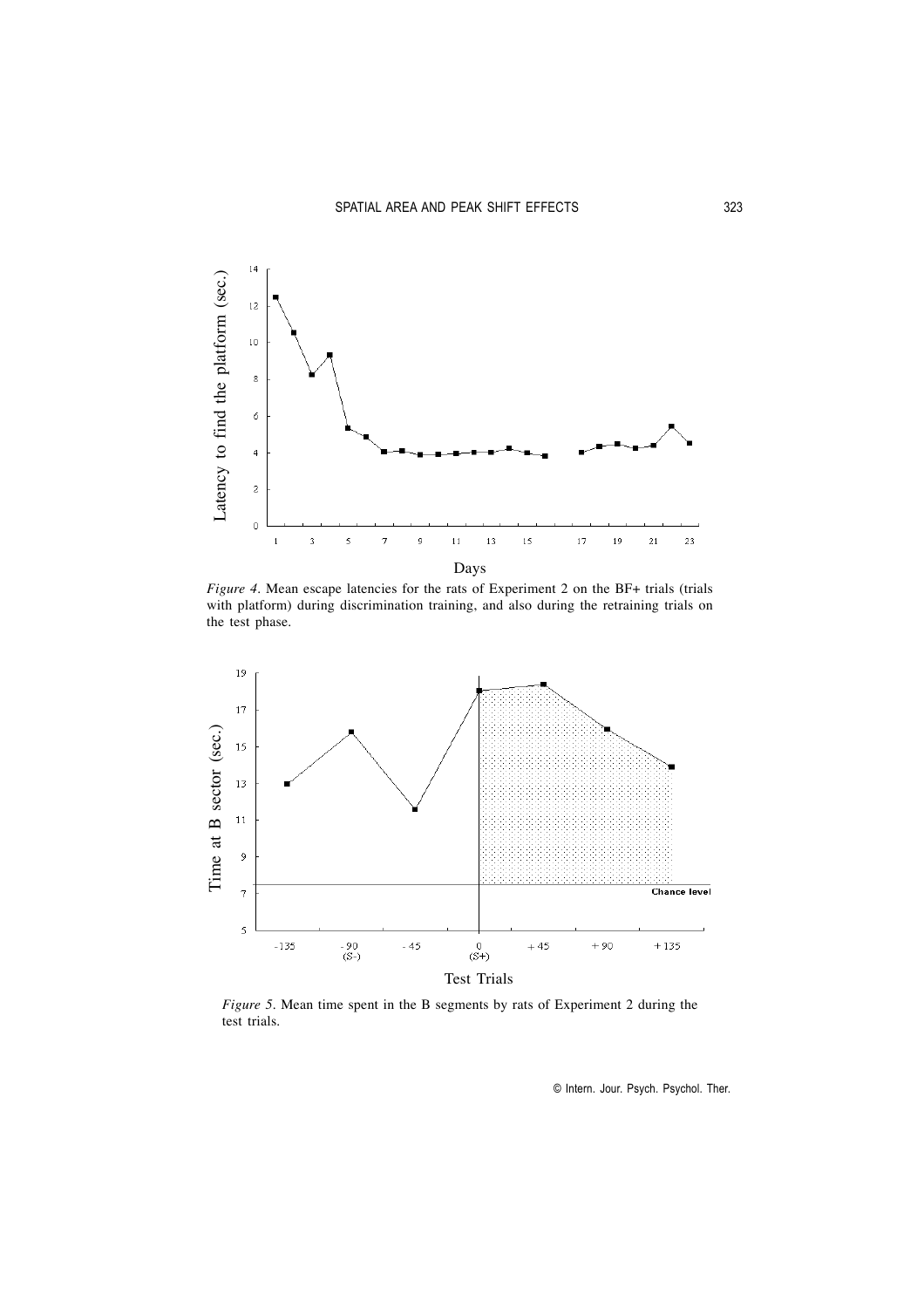*Figure 4*. Mean escape latencies for the rats of Experiment 2 on the BF+ trials (trials with platform) during discrimination training, and also during the retraining trials on the test phase.

*Figure 5*. Mean time spent in the B segments by rats of Experiment 2 during the test trials.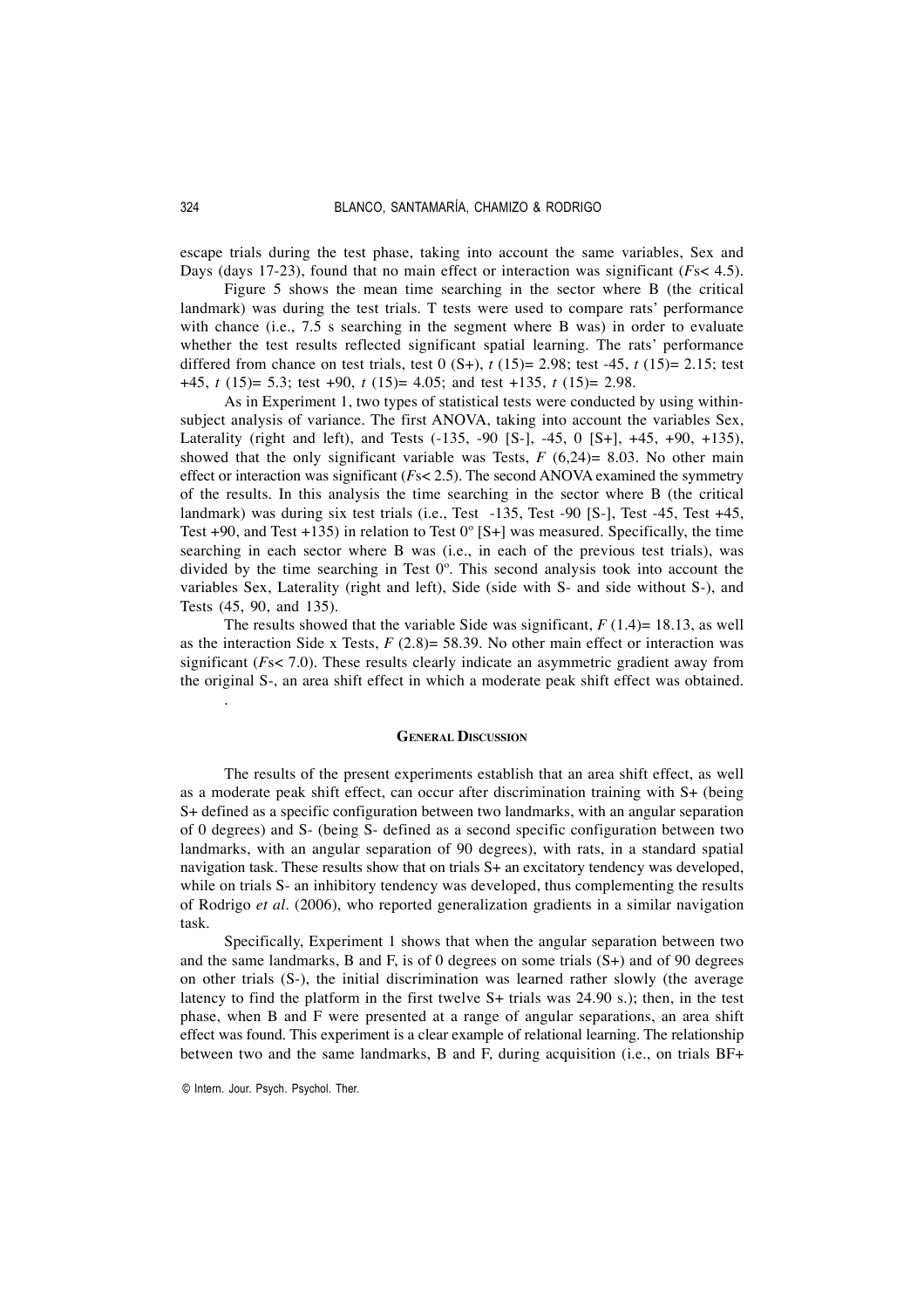escape trials during the test phase, taking into account the same variables, Sex and Days (days 17-23), found that no main effect or interaction was significant (*F*s< 4.5).

Figure 5 shows the mean time searching in the sector where B (the critical landmark) was during the test trials. T tests were used to compare rats' performance with chance (i.e., 7.5 s searching in the segment where B was) in order to evaluate whether the test results reflected significant spatial learning. The rats' performance differed from chance on test trials, test 0 (S+), $t$ (15)= 2.98; test -45, $t$ (15)= 2.15; test +45, $t$ (15)= 5.3; test +90, $t$ (15)= 4.05; and test +135, $t$ (15)= 2.98.

As in Experiment 1, two types of statistical tests were conducted by using within-subject analysis of variance. The first ANOVA, taking into account the variables Sex, Laterality (right and left), and Tests (-135, -90 [S-], -45, 0 [S+], +45, +90, +135), showed that the only significant variable was Tests, $F$ (6,24)= 8.03. No other main effect or interaction was significant (*F*s< 2.5). The second ANOVA examined the symmetry of the results. In this analysis the time searching in the sector where B (the critical landmark) was during six test trials (i.e., Test -135, Test -90 [S-], Test -45, Test +45, Test +90, and Test +135) in relation to Test 0º [S+] was measured. Specifically, the time searching in each sector where B was (i.e., in each of the previous test trials), was divided by the time searching in Test 0º. This second analysis took into account the variables Sex, Laterality (right and left), Side (side with S- and side without S-), and Tests (45, 90, and 135).

The results showed that the variable Side was significant, $F$ (1.4)= 18.13, as well as the interaction Side x Tests, $F$ (2.8)= 58.39. No other main effect or interaction was significant (*F*s< 7.0). These results clearly indicate an asymmetric gradient away from the original S-, an area shift effect in which a moderate peak shift effect was obtained.

.

## General Discussion

The results of the present experiments establish that an area shift effect, as well as a moderate peak shift effect, can occur after discrimination training with S+ (being S+ defined as a specific configuration between two landmarks, with an angular separation of 0 degrees) and S- (being S- defined as a second specific configuration between two landmarks, with an angular separation of 90 degrees), with rats, in a standard spatial navigation task. These results show that on trials S+ an excitatory tendency was developed, while on trials S- an inhibitory tendency was developed, thus complementing the results of Rodrigo *et al*. (2006), who reported generalization gradients in a similar navigation task.

Specifically, Experiment 1 shows that when the angular separation between two and the same landmarks, B and F, is of 0 degrees on some trials (S+) and of 90 degrees on other trials (S-), the initial discrimination was learned rather slowly (the average latency to find the platform in the first twelve S+ trials was 24.90 s.); then, in the test phase, when B and F were presented at a range of angular separations, an area shift effect was found. This experiment is a clear example of relational learning. The relationship between two and the same landmarks, B and F, during acquisition (i.e., on trials BF+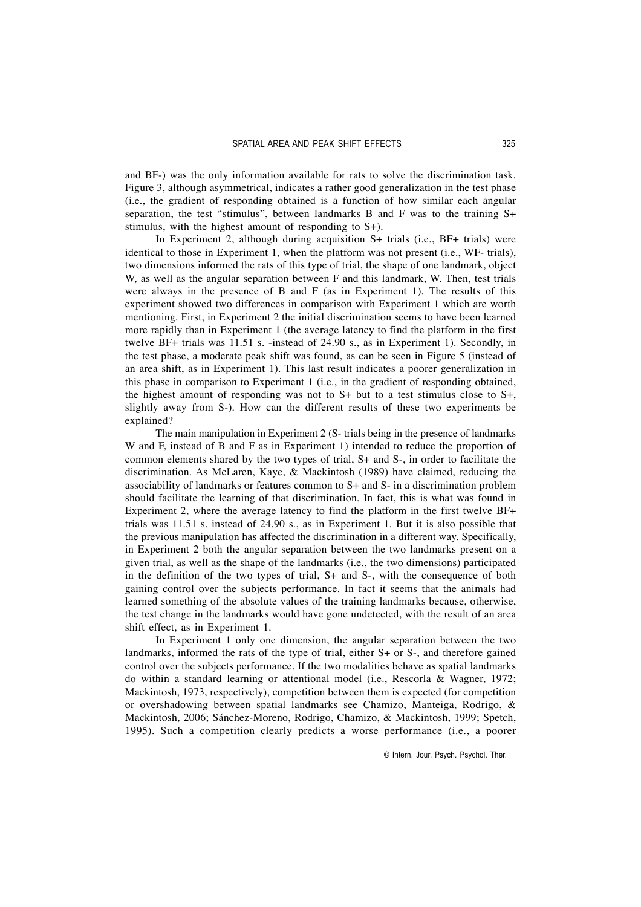and BF-) was the only information available for rats to solve the discrimination task. Figure 3, although asymmetrical, indicates a rather good generalization in the test phase (i.e., the gradient of responding obtained is a function of how similar each angular separation, the test "stimulus", between landmarks B and F was to the training S+ stimulus, with the highest amount of responding to S+).

In Experiment 2, although during acquisition S+ trials (i.e., BF+ trials) were identical to those in Experiment 1, when the platform was not present (i.e., WF- trials), two dimensions informed the rats of this type of trial, the shape of one landmark, object W, as well as the angular separation between F and this landmark, W. Then, test trials were always in the presence of B and F (as in Experiment 1). The results of this experiment showed two differences in comparison with Experiment 1 which are worth mentioning. First, in Experiment 2 the initial discrimination seems to have been learned more rapidly than in Experiment 1 (the average latency to find the platform in the first twelve BF+ trials was 11.51 s. -instead of 24.90 s., as in Experiment 1). Secondly, in the test phase, a moderate peak shift was found, as can be seen in Figure 5 (instead of an area shift, as in Experiment 1). This last result indicates a poorer generalization in this phase in comparison to Experiment 1 (i.e., in the gradient of responding obtained, the highest amount of responding was not to S+ but to a test stimulus close to S+, slightly away from S-). How can the different results of these two experiments be explained?

The main manipulation in Experiment 2 (S- trials being in the presence of landmarks W and F, instead of B and F as in Experiment 1) intended to reduce the proportion of common elements shared by the two types of trial, S+ and S-, in order to facilitate the discrimination. As McLaren, Kaye, & Mackintosh (1989) have claimed, reducing the associability of landmarks or features common to S+ and S- in a discrimination problem should facilitate the learning of that discrimination. In fact, this is what was found in Experiment 2, where the average latency to find the platform in the first twelve BF+ trials was 11.51 s. instead of 24.90 s., as in Experiment 1. But it is also possible that the previous manipulation has affected the discrimination in a different way. Specifically, in Experiment 2 both the angular separation between the two landmarks present on a given trial, as well as the shape of the landmarks (i.e., the two dimensions) participated in the definition of the two types of trial, S+ and S-, with the consequence of both gaining control over the subjects performance. In fact it seems that the animals had learned something of the absolute values of the training landmarks because, otherwise, the test change in the landmarks would have gone undetected, with the result of an area shift effect, as in Experiment 1.

In Experiment 1 only one dimension, the angular separation between the two landmarks, informed the rats of the type of trial, either S+ or S-, and therefore gained control over the subjects performance. If the two modalities behave as spatial landmarks do within a standard learning or attentional model (i.e., Rescorla & Wagner, 1972; Mackintosh, 1973, respectively), competition between them is expected (for competition or overshadowing between spatial landmarks see Chamizo, Manteiga, Rodrigo, & Mackintosh, 2006; Sánchez-Moreno, Rodrigo, Chamizo, & Mackintosh, 1999; Spetch, 1995). Such a competition clearly predicts a worse performance (i.e., a poorer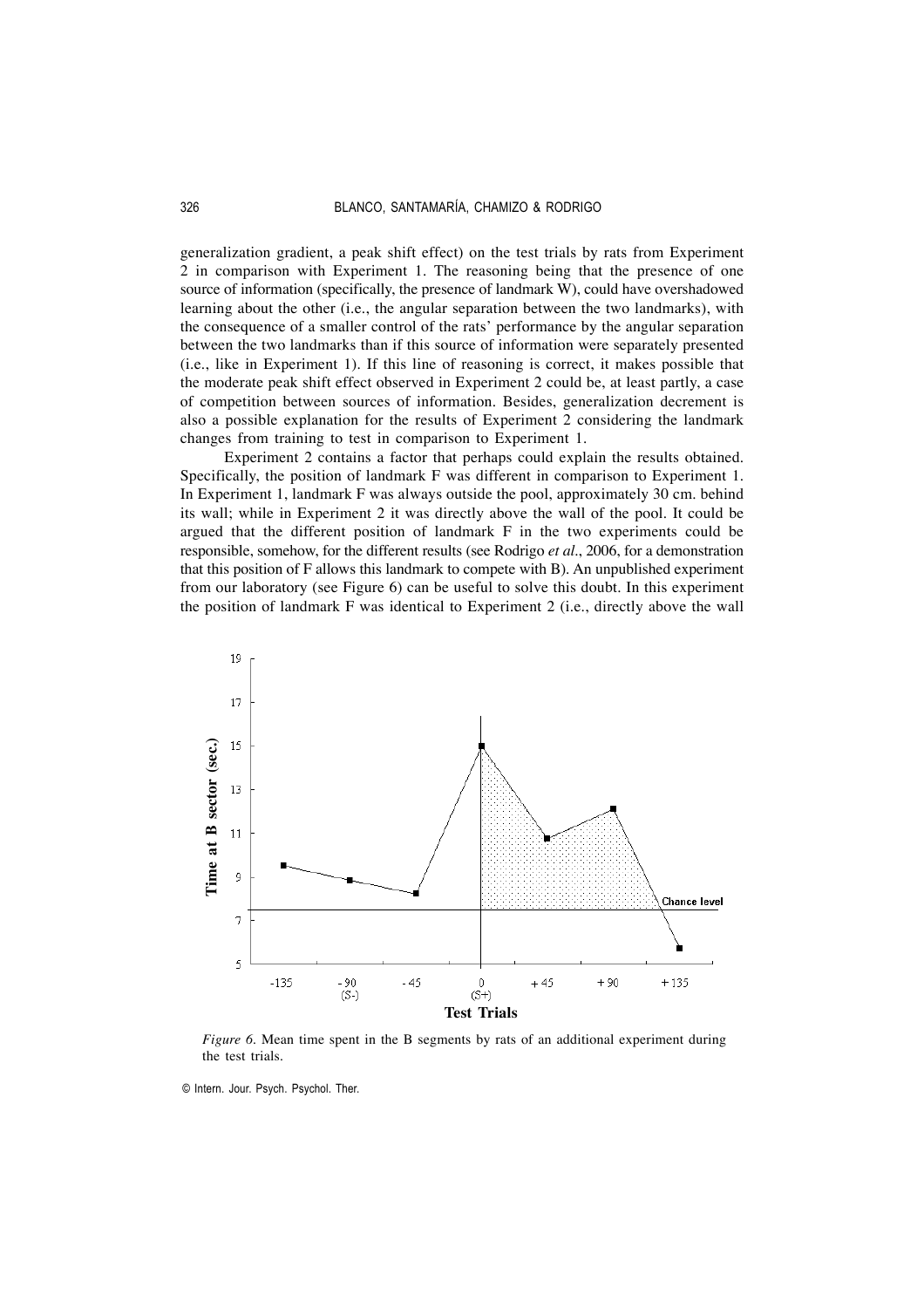generalization gradient, a peak shift effect) on the test trials by rats from Experiment 2 in comparison with Experiment 1. The reasoning being that the presence of one source of information (specifically, the presence of landmark W), could have overshadowed learning about the other (i.e., the angular separation between the two landmarks), with the consequence of a smaller control of the rats' performance by the angular separation between the two landmarks than if this source of information were separately presented (i.e., like in Experiment 1). If this line of reasoning is correct, it makes possible that the moderate peak shift effect observed in Experiment 2 could be, at least partly, a case of competition between sources of information. Besides, generalization decrement is also a possible explanation for the results of Experiment 2 considering the landmark changes from training to test in comparison to Experiment 1.

Experiment 2 contains a factor that perhaps could explain the results obtained. Specifically, the position of landmark F was different in comparison to Experiment 1. In Experiment 1, landmark F was always outside the pool, approximately 30 cm. behind its wall; while in Experiment 2 it was directly above the wall of the pool. It could be argued that the different position of landmark F in the two experiments could be responsible, somehow, for the different results (see Rodrigo *et al*., 2006, for a demonstration that this position of F allows this landmark to compete with B). An unpublished experiment from our laboratory (see Figure 6) can be useful to solve this doubt. In this experiment the position of landmark F was identical to Experiment 2 (i.e., directly above the wall

*Figure 6*. Mean time spent in the B segments by rats of an additional experiment during the test trials.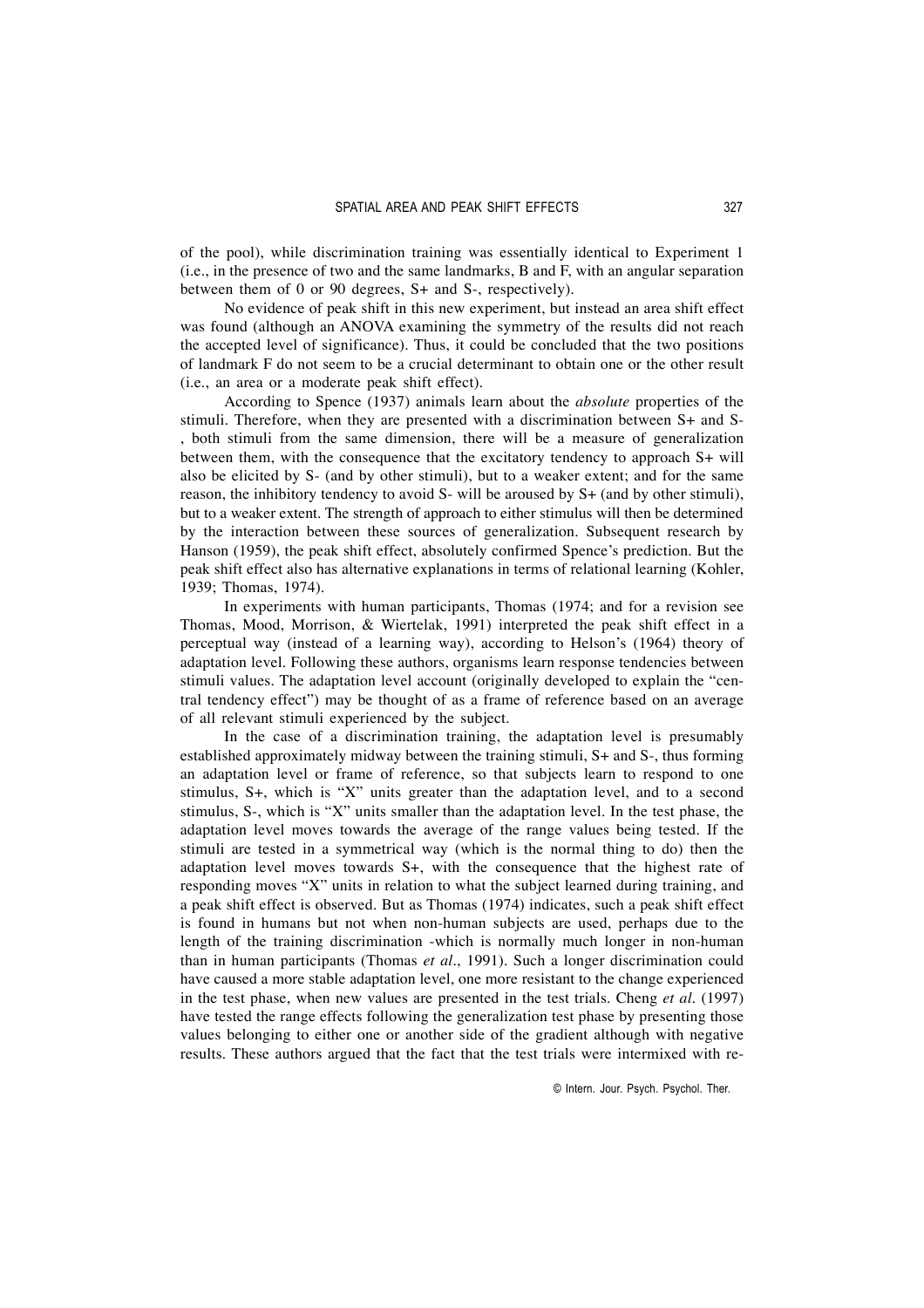of the pool), while discrimination training was essentially identical to Experiment 1 (i.e., in the presence of two and the same landmarks, B and F, with an angular separation between them of 0 or 90 degrees, S+ and S-, respectively).

No evidence of peak shift in this new experiment, but instead an area shift effect was found (although an ANOVA examining the symmetry of the results did not reach the accepted level of significance). Thus, it could be concluded that the two positions of landmark F do not seem to be a crucial determinant to obtain one or the other result (i.e., an area or a moderate peak shift effect).

According to Spence (1937) animals learn about the *absolute* properties of the stimuli. Therefore, when they are presented with a discrimination between S+ and S- , both stimuli from the same dimension, there will be a measure of generalization between them, with the consequence that the excitatory tendency to approach S+ will also be elicited by S- (and by other stimuli), but to a weaker extent; and for the same reason, the inhibitory tendency to avoid S- will be aroused by S+ (and by other stimuli), but to a weaker extent. The strength of approach to either stimulus will then be determined by the interaction between these sources of generalization. Subsequent research by Hanson (1959), the peak shift effect, absolutely confirmed Spence's prediction. But the peak shift effect also has alternative explanations in terms of relational learning (Kohler, 1939; Thomas, 1974).

In experiments with human participants, Thomas (1974; and for a revision see Thomas, Mood, Morrison, & Wiertelak, 1991) interpreted the peak shift effect in a perceptual way (instead of a learning way), according to Helson's (1964) theory of adaptation level. Following these authors, organisms learn response tendencies between stimuli values. The adaptation level account (originally developed to explain the "central tendency effect") may be thought of as a frame of reference based on an average of all relevant stimuli experienced by the subject.

In the case of a discrimination training, the adaptation level is presumably established approximately midway between the training stimuli, S+ and S-, thus forming an adaptation level or frame of reference, so that subjects learn to respond to one stimulus, S+, which is "X" units greater than the adaptation level, and to a second stimulus, S-, which is "X" units smaller than the adaptation level. In the test phase, the adaptation level moves towards the average of the range values being tested. If the stimuli are tested in a symmetrical way (which is the normal thing to do) then the adaptation level moves towards S+, with the consequence that the highest rate of responding moves "X" units in relation to what the subject learned during training, and a peak shift effect is observed. But as Thomas (1974) indicates, such a peak shift effect is found in humans but not when non-human subjects are used, perhaps due to the length of the training discrimination -which is normally much longer in non-human than in human participants (Thomas *et al*., 1991). Such a longer discrimination could have caused a more stable adaptation level, one more resistant to the change experienced in the test phase, when new values are presented in the test trials. Cheng *et al*. (1997) have tested the range effects following the generalization test phase by presenting those values belonging to either one or another side of the gradient although with negative results. These authors argued that the fact that the test trials were intermixed with re-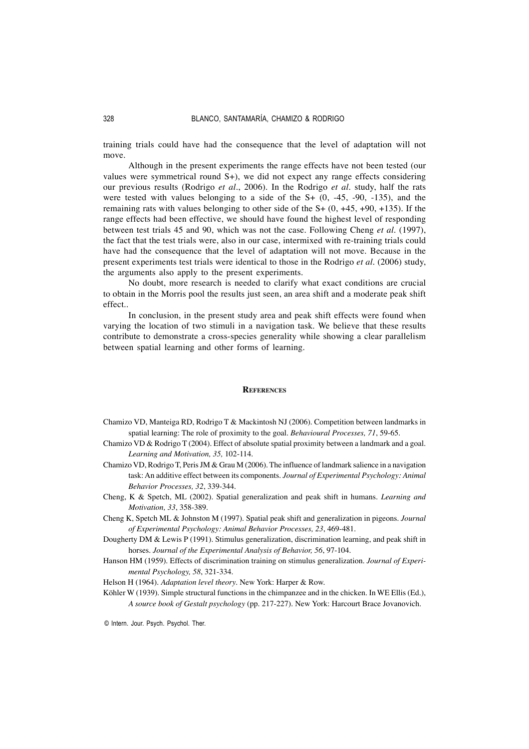training trials could have had the consequence that the level of adaptation will not move.

Although in the present experiments the range effects have not been tested (our values were symmetrical round S+), we did not expect any range effects considering our previous results (Rodrigo *et al*., 2006). In the Rodrigo *et al*. study, half the rats were tested with values belonging to a side of the S+ (0, -45, -90, -135), and the remaining rats with values belonging to other side of the S+ (0, +45, +90, +135). If the range effects had been effective, we should have found the highest level of responding between test trials 45 and 90, which was not the case. Following Cheng *et al*. (1997), the fact that the test trials were, also in our case, intermixed with re-training trials could have had the consequence that the level of adaptation will not move. Because in the present experiments test trials were identical to those in the Rodrigo *et al*. (2006) study, the arguments also apply to the present experiments.

No doubt, more research is needed to clarify what exact conditions are crucial to obtain in the Morris pool the results just seen, an area shift and a moderate peak shift effect..

In conclusion, in the present study area and peak shift effects were found when varying the location of two stimuli in a navigation task. We believe that these results contribute to demonstrate a cross-species generality while showing a clear parallelism between spatial learning and other forms of learning.

## References

Chamizo VD, Manteiga RD, Rodrigo T & Mackintosh NJ (2006). Competition between landmarks in spatial learning: The role of proximity to the goal. *Behavioural Processes, 71*, 59-65.

Chamizo VD & Rodrigo T (2004). Effect of absolute spatial proximity between a landmark and a goal. *Learning and Motivation, 35,* 102-114.

Chamizo VD, Rodrigo T, Peris JM & Grau M (2006). The influence of landmark salience in a navigation task: An additive effect between its components. *Journal of Experimental Psychology: Animal Behavior Processes, 32*, 339-344.

Cheng, K & Spetch, ML (2002). Spatial generalization and peak shift in humans. *Learning and Motivation, 33*, 358-389.

Cheng K, Spetch ML & Johnston M (1997). Spatial peak shift and generalization in pigeons. *Journal of Experimental Psychology: Animal Behavior Processes, 23*, 469-481.

Dougherty DM & Lewis P (1991). Stimulus generalization, discrimination learning, and peak shift in horses. *Journal of the Experimental Analysis of Behavior, 56*, 97-104.

Hanson HM (1959). Effects of discrimination training on stimulus generalization. *Journal of Experimental Psychology, 58*, 321-334.

Helson H (1964). *Adaptation level theory*. New York: Harper & Row.

Köhler W (1939). Simple structural functions in the chimpanzee and in the chicken. In WE Ellis (Ed.), *A source book of Gestalt psychology* (pp. 217-227). New York: Harcourt Brace Jovanovich.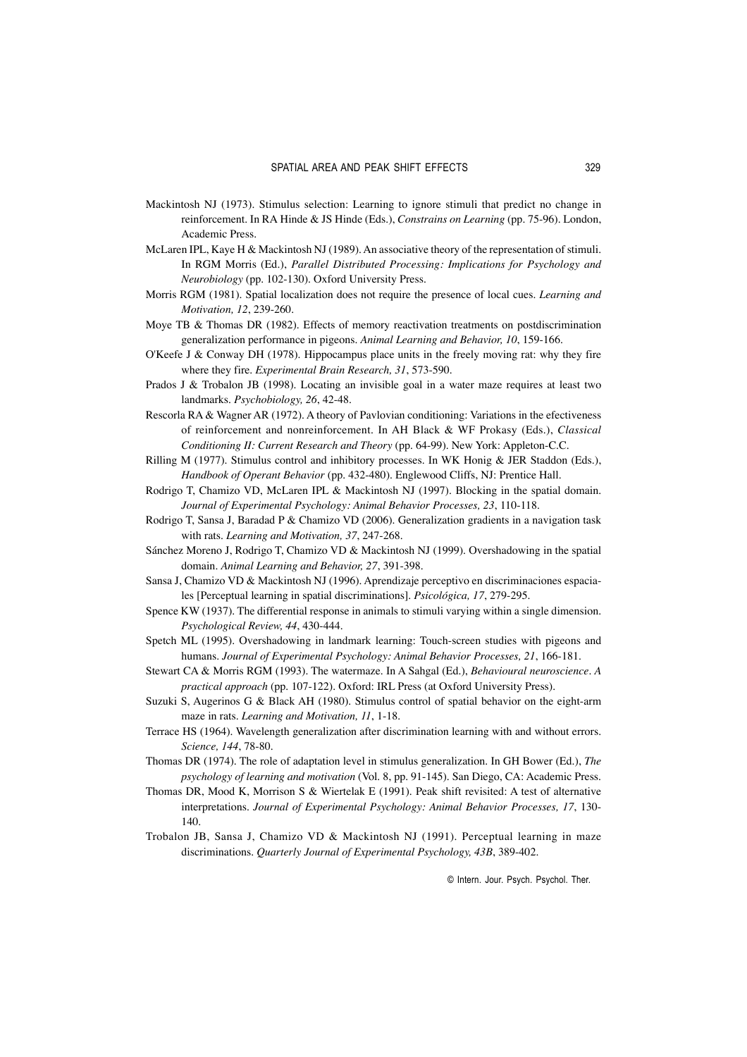Mackintosh NJ (1973). Stimulus selection: Learning to ignore stimuli that predict no change in reinforcement. In RA Hinde & JS Hinde (Eds.), *Constrains on Learning* (pp. 75-96). London, Academic Press.

McLaren IPL, Kaye H & Mackintosh NJ (1989). An associative theory of the representation of stimuli. In RGM Morris (Ed.), *Parallel Distributed Processing: Implications for Psychology and Neurobiology* (pp. 102-130). Oxford University Press.

Morris RGM (1981). Spatial localization does not require the presence of local cues. *Learning and Motivation, 12*, 239-260.

Moye TB & Thomas DR (1982). Effects of memory reactivation treatments on postdiscrimination generalization performance in pigeons. *Animal Learning and Behavior, 10*, 159-166.

O'Keefe J & Conway DH (1978). Hippocampus place units in the freely moving rat: why they fire where they fire. *Experimental Brain Research, 31*, 573-590.

Prados J & Trobalon JB (1998). Locating an invisible goal in a water maze requires at least two landmarks. *Psychobiology, 26*, 42-48.

Rescorla RA & Wagner AR (1972). A theory of Pavlovian conditioning: Variations in the efectiveness of reinforcement and nonreinforcement. In AH Black & WF Prokasy (Eds.), *Classical Conditioning II: Current Research and Theory* (pp. 64-99). New York: Appleton-C.C.

Rilling M (1977). Stimulus control and inhibitory processes. In WK Honig & JER Staddon (Eds.), *Handbook of Operant Behavior* (pp. 432-480). Englewood Cliffs, NJ: Prentice Hall.

Rodrigo T, Chamizo VD, McLaren IPL & Mackintosh NJ (1997). Blocking in the spatial domain. *Journal of Experimental Psychology: Animal Behavior Processes, 23*, 110-118.

Rodrigo T, Sansa J, Baradad P & Chamizo VD (2006). Generalization gradients in a navigation task with rats. *Learning and Motivation, 37*, 247-268.

Sánchez Moreno J, Rodrigo T, Chamizo VD & Mackintosh NJ (1999). Overshadowing in the spatial domain. *Animal Learning and Behavior, 27*, 391-398.

Sansa J, Chamizo VD & Mackintosh NJ (1996). Aprendizaje perceptivo en discriminaciones espaciales [Perceptual learning in spatial discriminations]. *Psicológica, 17*, 279-295.

Spence KW (1937). The differential response in animals to stimuli varying within a single dimension. *Psychological Review, 44*, 430-444.

Spetch ML (1995). Overshadowing in landmark learning: Touch-screen studies with pigeons and humans. *Journal of Experimental Psychology: Animal Behavior Processes, 21*, 166-181.

Stewart CA & Morris RGM (1993). The watermaze. In A Sahgal (Ed.), *Behavioural neuroscience. A practical approach* (pp. 107-122). Oxford: IRL Press (at Oxford University Press).

Suzuki S, Augerinos G & Black AH (1980). Stimulus control of spatial behavior on the eight-arm maze in rats. *Learning and Motivation, 11*, 1-18.

Terrace HS (1964). Wavelength generalization after discrimination learning with and without errors. *Science, 144*, 78-80.

Thomas DR (1974). The role of adaptation level in stimulus generalization. In GH Bower (Ed.), *The psychology of learning and motivation* (Vol. 8, pp. 91-145). San Diego, CA: Academic Press.

Thomas DR, Mood K, Morrison S & Wiertelak E (1991). Peak shift revisited: A test of alternative interpretations. *Journal of Experimental Psychology: Animal Behavior Processes, 17*, 130-140.

Trobalon JB, Sansa J, Chamizo VD & Mackintosh NJ (1991). Perceptual learning in maze discriminations. *Quarterly Journal of Experimental Psychology, 43B*, 389-402.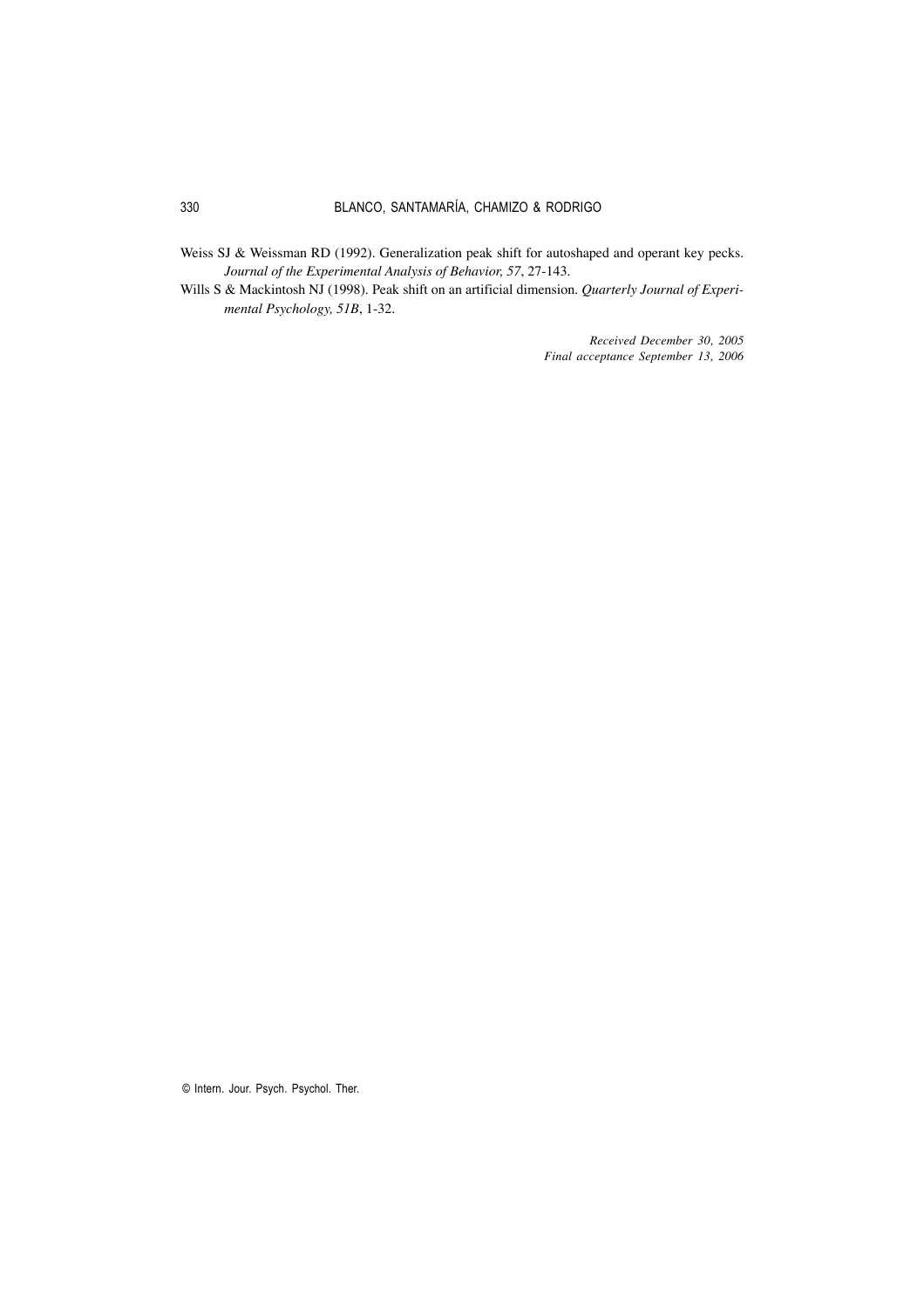Weiss SJ & Weissman RD (1992). Generalization peak shift for autoshaped and operant key pecks. *Journal of the Experimental Analysis of Behavior, 57*, 27-143.

Wills S & Mackintosh NJ (1998). Peak shift on an artificial dimension. *Quarterly Journal of Experimental Psychology, 51B*, 1-32.

*Received December 30, 2005*
*Final acceptance September 13, 2006*